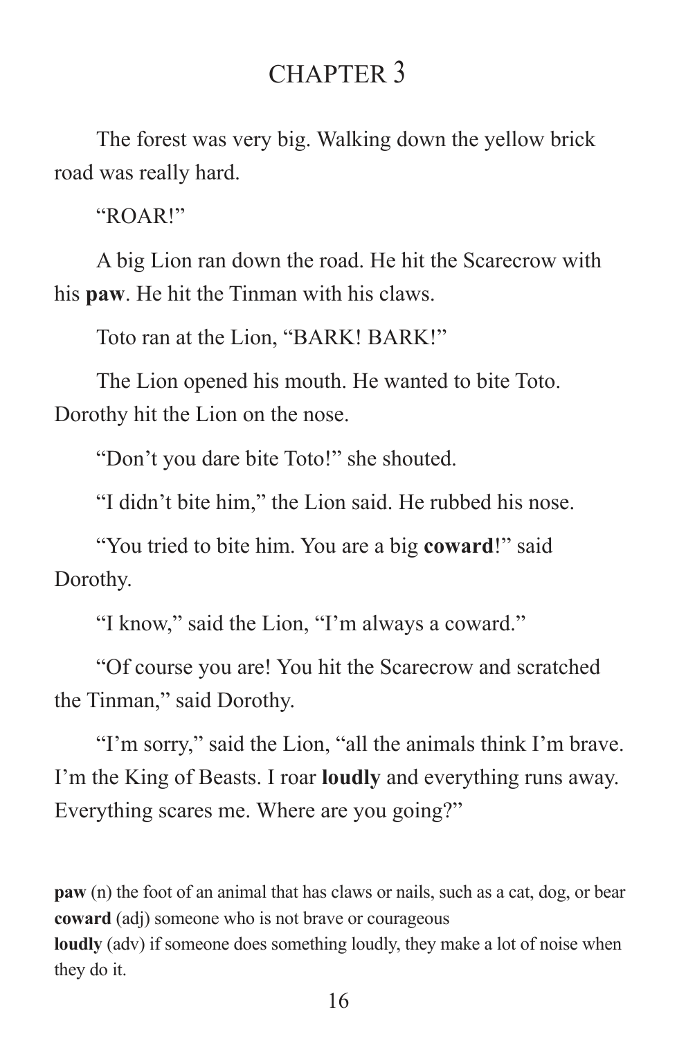# CHAPTER 3

The forest was very big. Walking down the yellow brick road was really hard.

"ROAR!"

A big Lion ran down the road. He hit the Scarecrow with his **paw**. He hit the Tinman with his claws.

Toto ran at the Lion, "BARK! BARK!"

The Lion opened his mouth. He wanted to bite Toto. Dorothy hit the Lion on the nose.

"Don't you dare bite Toto!" she shouted.

"I didn't bite him," the Lion said. He rubbed his nose.

"You tried to bite him. You are a big **coward**!" said Dorothy.

"I know," said the Lion, "I'm always a coward."

"Of course you are! You hit the Scarecrow and scratched the Tinman," said Dorothy.

"I'm sorry," said the Lion, "all the animals think I'm brave. I'm the King of Beasts. I roar **loudly** and everything runs away. Everything scares me. Where are you going?"

---

**paw** (n) the foot of an animal that has claws or nails, such as a cat, dog, or bear
**coward** (adj) someone who is not brave or courageous
**loudly** (adv) if someone does something loudly, they make a lot of noise when they do it.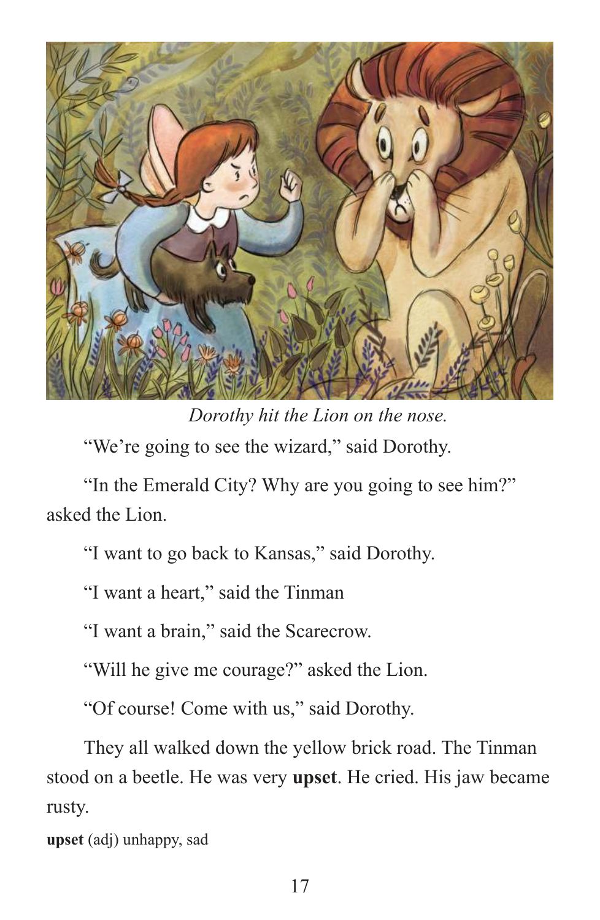*Dorothy hit the Lion on the nose.*

"We're going to see the wizard," said Dorothy.

"In the Emerald City? Why are you going to see him?" asked the Lion.

"I want to go back to Kansas," said Dorothy.

"I want a heart," said the Tinman

"I want a brain," said the Scarecrow.

"Will he give me courage?" asked the Lion.

"Of course! Come with us," said Dorothy.

They all walked down the yellow brick road. The Tinman stood on a beetle. He was very **upset**. He cried. His jaw became rusty.

**upset** (adj) unhappy, sad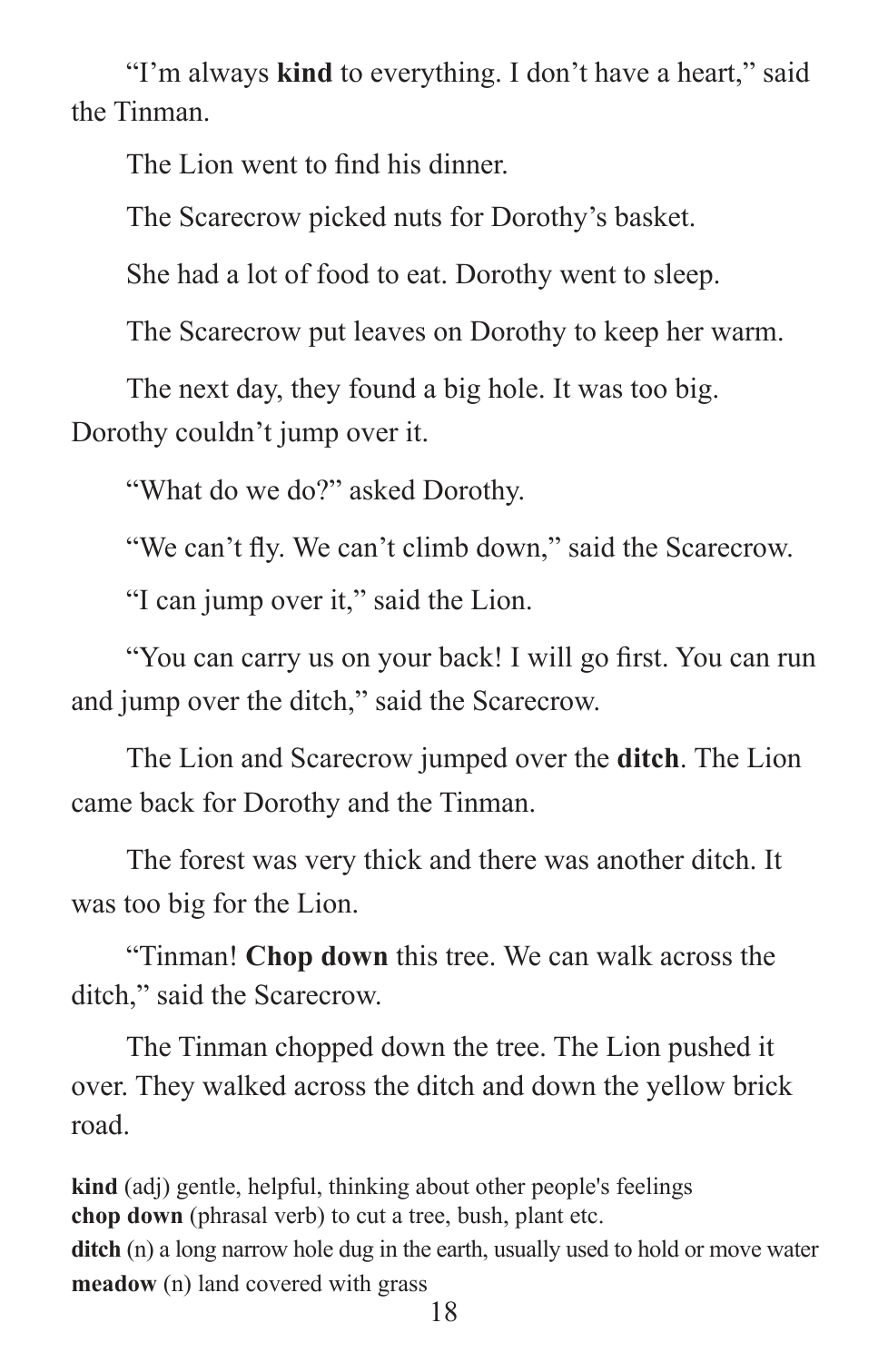"I'm always **kind** to everything. I don't have a heart," said the Tinman.

The Lion went to find his dinner.

The Scarecrow picked nuts for Dorothy's basket.

She had a lot of food to eat. Dorothy went to sleep.

The Scarecrow put leaves on Dorothy to keep her warm.

The next day, they found a big hole. It was too big. Dorothy couldn't jump over it.

"What do we do?" asked Dorothy.

"We can't fly. We can't climb down," said the Scarecrow.

"I can jump over it," said the Lion.

"You can carry us on your back! I will go first. You can run and jump over the ditch," said the Scarecrow.

The Lion and Scarecrow jumped over the **ditch**. The Lion came back for Dorothy and the Tinman.

The forest was very thick and there was another ditch. It was too big for the Lion.

"Tinman! **Chop down** this tree. We can walk across the ditch," said the Scarecrow.

The Tinman chopped down the tree. The Lion pushed it over. They walked across the ditch and down the yellow brick road.

**kind** (adj) gentle, helpful, thinking about other people's feelings
**chop down** (phrasal verb) to cut a tree, bush, plant etc.
**ditch** (n) a long narrow hole dug in the earth, usually used to hold or move water
**meadow** (n) land covered with grass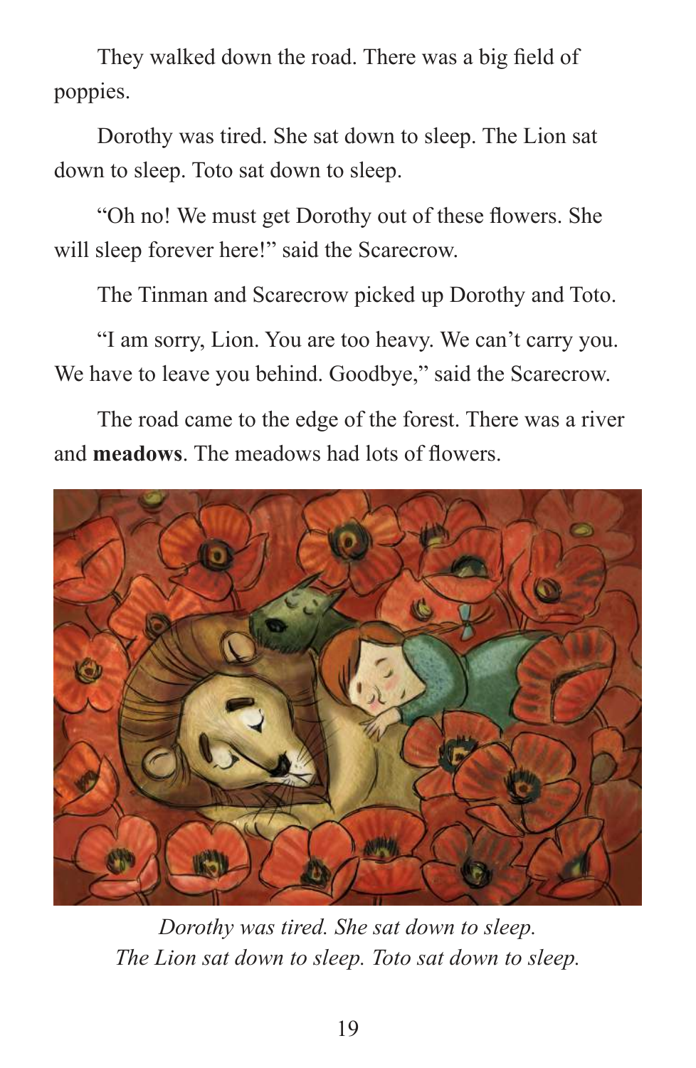They walked down the road. There was a big field of poppies.

Dorothy was tired. She sat down to sleep. The Lion sat down to sleep. Toto sat down to sleep.

"Oh no! We must get Dorothy out of these flowers. She will sleep forever here!" said the Scarecrow.

The Tinman and Scarecrow picked up Dorothy and Toto.

"I am sorry, Lion. You are too heavy. We can't carry you. We have to leave you behind. Goodbye," said the Scarecrow.

The road came to the edge of the forest. There was a river and **meadows**. The meadows had lots of flowers.

*Dorothy was tired. She sat down to sleep.*
*The Lion sat down to sleep. Toto sat down to sleep.*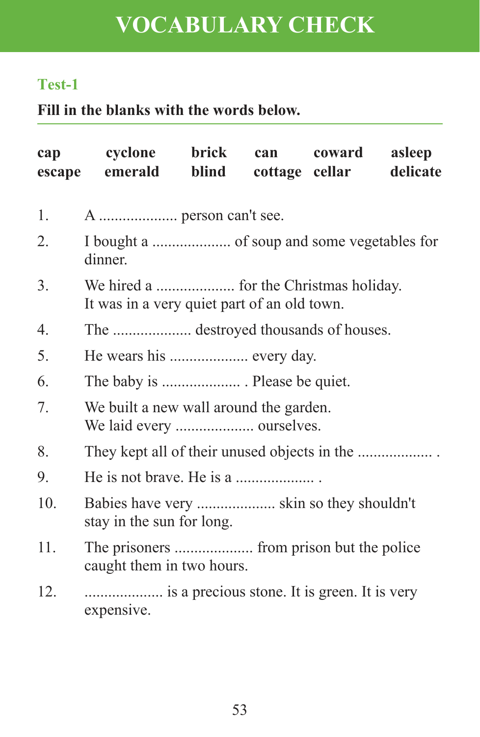# VOCABULARY CHECK

## Test-1

**Fill in the blanks with the words below.**

| | | | | | |
|---|---|---|---|---|---|
| **cap** | **cyclone** | **brick** | **can** | **coward** | **asleep** |
| **escape** | **emerald** | **blind** | **cottage** | **cellar** | **delicate** |

1. A .................... person can't see.
2. I bought a .................... of soup and some vegetables for dinner.
3. We hired a .................... for the Christmas holiday. It was in a very quiet part of an old town.
4. The .................... destroyed thousands of houses.
5. He wears his .................... every day.
6. The baby is .................... . Please be quiet.
7. We built a new wall around the garden. We laid every .................... ourselves.
8. They kept all of their unused objects in the ................... .
9. He is not brave. He is a .................... .
10. Babies have very .................... skin so they shouldn't stay in the sun for long.
11. The prisoners .................... from prison but the police caught them in two hours.
12. .................... is a precious stone. It is green. It is very expensive.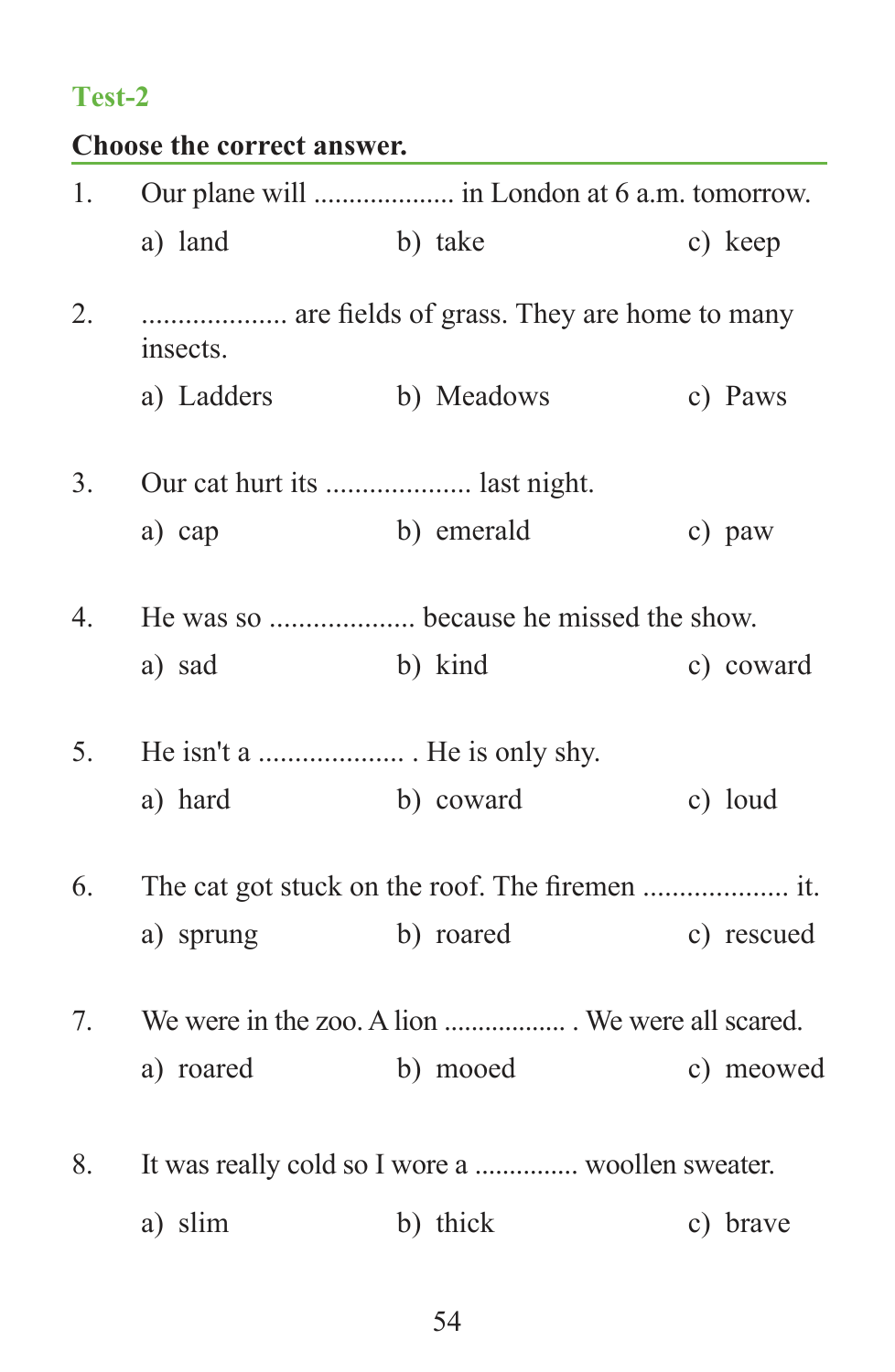## Test-2

**Choose the correct answer.**

1. Our plane will .................... in London at 6 a.m. tomorrow.

   a) land    b) take    c) keep

2. .................... are fields of grass. They are home to many insects.

   a) Ladders    b) Meadows    c) Paws

3. Our cat hurt its .................... last night.

   a) cap    b) emerald    c) paw

4. He was so .................... because he missed the show.

   a) sad    b) kind    c) coward

5. He isn't a .................... . He is only shy.

   a) hard    b) coward    c) loud

6. The cat got stuck on the roof. The firemen .................... it.

   a) sprung    b) roared    c) rescued

7. We were in the zoo. A lion .................. . We were all scared.

   a) roared    b) mooed    c) meowed

8. It was really cold so I wore a .............. woollen sweater.

   a) slim    b) thick    c) brave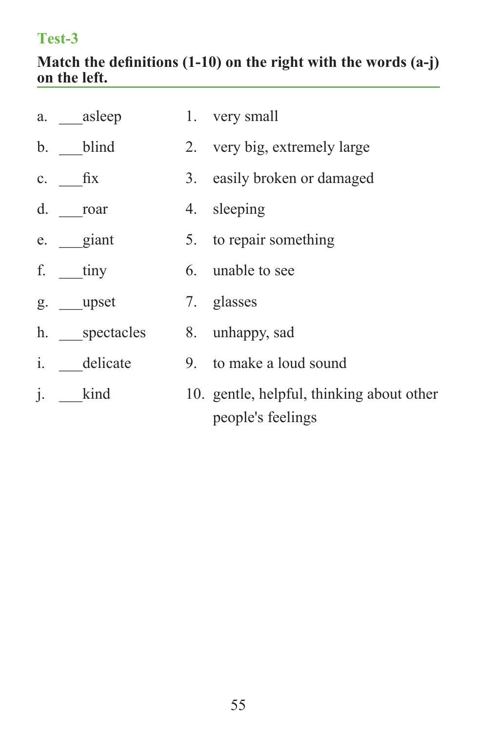## Test-3

**Match the definitions (1-10) on the right with the words (a-j) on the left.**

| | |
|---|---|
| a. ___asleep | 1. very small |
| b. ___blind | 2. very big, extremely large |
| c. ___fix | 3. easily broken or damaged |
| d. ___roar | 4. sleeping |
| e. ___giant | 5. to repair something |
| f. ___tiny | 6. unable to see |
| g. ___upset | 7. glasses |
| h. ___spectacles | 8. unhappy, sad |
| i. ___delicate | 9. to make a loud sound |
| j. ___kind | 10. gentle, helpful, thinking about other people's feelings |